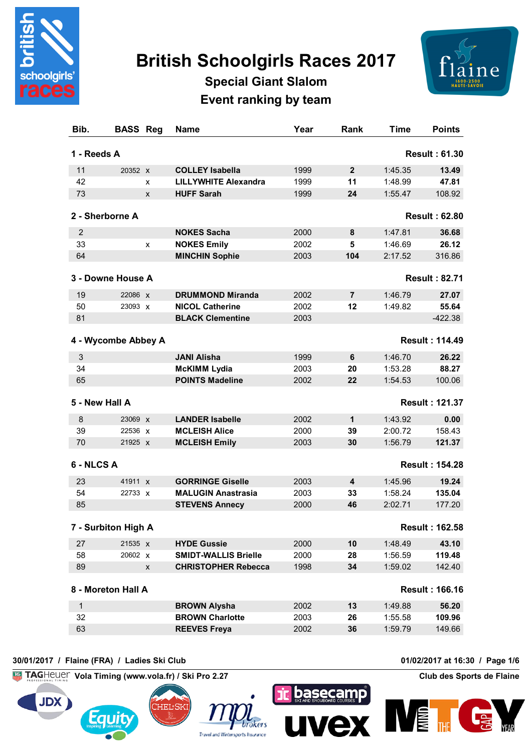# British Schoolgirls Races 2017

## Special Giant Slalom

## Event ranking by team

| Bib. | BASS | Reg | Name | Year | Rank | Time | Points |
|---|---|---|---|---|---|---|---|
| **1 - Reeds A** | | | | | | | **Result : 61.30** |
| 11 | 20352 | x | **COLLEY Isabella** | 1999 | **2** | 1:45.35 | **13.49** |
| 42 | | x | **LILLYWHITE Alexandra** | 1999 | **11** | 1:48.99 | **47.81** |
| 73 | | x | **HUFF Sarah** | 1999 | **24** | 1:55.47 | 108.92 |
| **2 - Sherborne A** | | | | | | | **Result : 62.80** |
| 2 | | | **NOKES Sacha** | 2000 | **8** | 1:47.81 | **36.68** |
| 33 | | x | **NOKES Emily** | 2002 | **5** | 1:46.69 | **26.12** |
| 64 | | | **MINCHIN Sophie** | 2003 | **104** | 2:17.52 | 316.86 |
| **3 - Downe House A** | | | | | | | **Result : 82.71** |
| 19 | 22086 | x | **DRUMMOND Miranda** | 2002 | **7** | 1:46.79 | **27.07** |
| 50 | 23093 | x | **NICOL Catherine** | 2002 | **12** | 1:49.82 | **55.64** |
| 81 | | | **BLACK Clementine** | 2003 | | | -422.38 |
| **4 - Wycombe Abbey A** | | | | | | | **Result : 114.49** |
| 3 | | | **JANI Alisha** | 1999 | **6** | 1:46.70 | **26.22** |
| 34 | | | **McKIMM Lydia** | 2003 | **20** | 1:53.28 | **88.27** |
| 65 | | | **POINTS Madeline** | 2002 | **22** | 1:54.53 | 100.06 |
| **5 - New Hall A** | | | | | | | **Result : 121.37** |
| 8 | 23069 | x | **LANDER Isabelle** | 2002 | **1** | 1:43.92 | **0.00** |
| 39 | 22536 | x | **MCLEISH Alice** | 2000 | **39** | 2:00.72 | 158.43 |
| 70 | 21925 | x | **MCLEISH Emily** | 2003 | **30** | 1:56.79 | **121.37** |
| **6 - NLCS A** | | | | | | | **Result : 154.28** |
| 23 | 41911 | x | **GORRINGE Giselle** | 2003 | **4** | 1:45.96 | **19.24** |
| 54 | 22733 | x | **MALUGIN Anastrasia** | 2003 | **33** | 1:58.24 | **135.04** |
| 85 | | | **STEVENS Annecy** | 2000 | **46** | 2:02.71 | 177.20 |
| **7 - Surbiton High A** | | | | | | | **Result : 162.58** |
| 27 | 21535 | x | **HYDE Gussie** | 2000 | **10** | 1:48.49 | **43.10** |
| 58 | 20602 | x | **SMIDT-WALLIS Brielle** | 2000 | **28** | 1:56.59 | **119.48** |
| 89 | | x | **CHRISTOPHER Rebecca** | 1998 | **34** | 1:59.02 | 142.40 |
| **8 - Moreton Hall A** | | | | | | | **Result : 166.16** |
| 1 | | | **BROWN Alysha** | 2002 | **13** | 1:49.88 | **56.20** |
| 32 | | | **BROWN Charlotte** | 2003 | **26** | 1:55.58 | **109.96** |
| 63 | | | **REEVES Freya** | 2002 | **36** | 1:59.79 | 149.66 |

30/01/2017 / Flaine (FRA) / Ladies Ski Club — 01/02/2017 at 16:30

Vola Timing (www.vola.fr) / Ski Pro 2.27 — Club des Sports de Flaine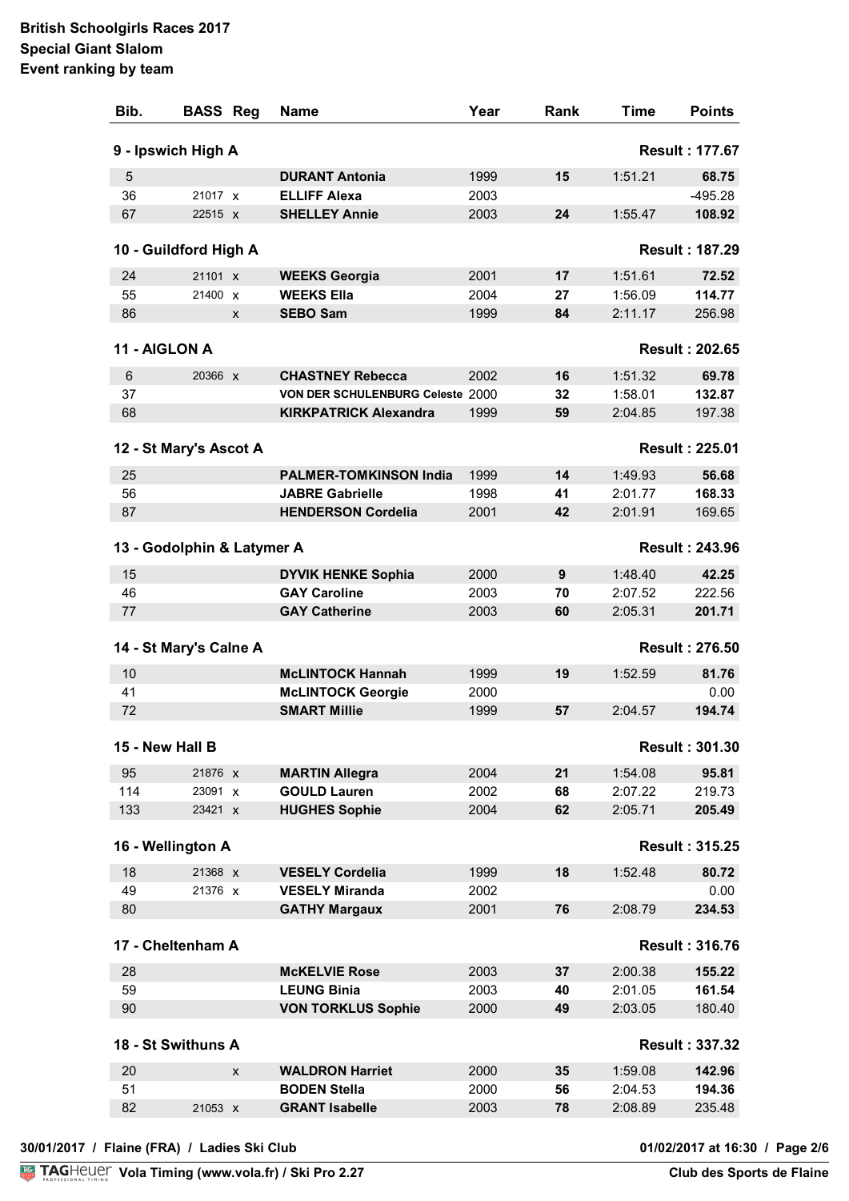**British Schoolgirls Races 2017**
**Special Giant Slalom**
**Event ranking by team**

| Bib. | BASS | Reg | Name | Year | Rank | Time | Points |
|---|---|---|---|---|---|---|---|
| **9 - Ipswich High A** | | | | | | | **Result : 177.67** |
| 5 | | | **DURANT Antonia** | 1999 | **15** | 1:51.21 | **68.75** |
| 36 | 21017 | x | **ELLIFF Alexa** | 2003 | | | -495.28 |
| 67 | 22515 | x | **SHELLEY Annie** | 2003 | **24** | 1:55.47 | **108.92** |
| **10 - Guildford High A** | | | | | | | **Result : 187.29** |
| 24 | 21101 | x | **WEEKS Georgia** | 2001 | **17** | 1:51.61 | **72.52** |
| 55 | 21400 | x | **WEEKS Ella** | 2004 | **27** | 1:56.09 | **114.77** |
| 86 | | x | **SEBO Sam** | 1999 | **84** | 2:11.17 | 256.98 |
| **11 - AIGLON A** | | | | | | | **Result : 202.65** |
| 6 | 20366 | x | **CHASTNEY Rebecca** | 2002 | **16** | 1:51.32 | **69.78** |
| 37 | | | **VON DER SCHULENBURG Celeste** | 2000 | **32** | 1:58.01 | **132.87** |
| 68 | | | **KIRKPATRICK Alexandra** | 1999 | **59** | 2:04.85 | 197.38 |
| **12 - St Mary's Ascot A** | | | | | | | **Result : 225.01** |
| 25 | | | **PALMER-TOMKINSON India** | 1999 | **14** | 1:49.93 | **56.68** |
| 56 | | | **JABRE Gabrielle** | 1998 | **41** | 2:01.77 | **168.33** |
| 87 | | | **HENDERSON Cordelia** | 2001 | **42** | 2:01.91 | **169.65** |
| **13 - Godolphin & Latymer A** | | | | | | | **Result : 243.96** |
| 15 | | | **DYVIK HENKE Sophia** | 2000 | **9** | 1:48.40 | **42.25** |
| 46 | | | **GAY Caroline** | 2003 | **70** | 2:07.52 | 222.56 |
| 77 | | | **GAY Catherine** | 2003 | **60** | 2:05.31 | **201.71** |
| **14 - St Mary's Calne A** | | | | | | | **Result : 276.50** |
| 10 | | | **McLINTOCK Hannah** | 1999 | **19** | 1:52.59 | **81.76** |
| 41 | | | **McLINTOCK Georgie** | 2000 | | | 0.00 |
| 72 | | | **SMART Millie** | 1999 | **57** | 2:04.57 | **194.74** |
| **15 - New Hall B** | | | | | | | **Result : 301.30** |
| 95 | 21876 | x | **MARTIN Allegra** | 2004 | **21** | 1:54.08 | **95.81** |
| 114 | 23091 | x | **GOULD Lauren** | 2002 | **68** | 2:07.22 | 219.73 |
| 133 | 23421 | x | **HUGHES Sophie** | 2004 | **62** | 2:05.71 | **205.49** |
| **16 - Wellington A** | | | | | | | **Result : 315.25** |
| 18 | 21368 | x | **VESELY Cordelia** | 1999 | **18** | 1:52.48 | **80.72** |
| 49 | 21376 | x | **VESELY Miranda** | 2002 | | | 0.00 |
| 80 | | | **GATHY Margaux** | 2001 | **76** | 2:08.79 | **234.53** |
| **17 - Cheltenham A** | | | | | | | **Result : 316.76** |
| 28 | | | **McKELVIE Rose** | 2003 | **37** | 2:00.38 | **155.22** |
| 59 | | | **LEUNG Binia** | 2003 | **40** | 2:01.05 | **161.54** |
| 90 | | | **VON TORKLUS Sophie** | 2000 | **49** | 2:03.05 | 180.40 |
| **18 - St Swithuns A** | | | | | | | **Result : 337.32** |
| 20 | | x | **WALDRON Harriet** | 2000 | **35** | 1:59.08 | **142.96** |
| 51 | | | **BODEN Stella** | 2000 | **56** | 2:04.53 | **194.36** |
| 82 | 21053 | x | **GRANT Isabelle** | 2003 | **78** | 2:08.89 | 235.48 |

**30/01/2017 / Flaine (FRA) / Ladies Ski Club** **01/02/2017 at 16:30**

Vola Timing (www.vola.fr) / Ski Pro 2.27 — Club des Sports de Flaine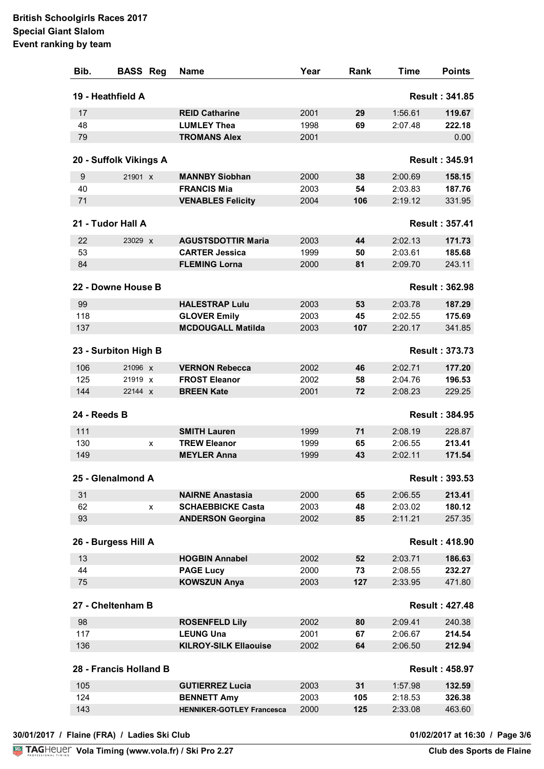**British Schoolgirls Races 2017**
**Special Giant Slalom**
**Event ranking by team**

| Bib. | BASS | Reg | Name | Year | Rank | Time | Points |
|---|---|---|---|---|---|---|---|
| **19 - Heathfield A** | | | | | | | **Result : 341.85** |
| 17 | | | **REID Catharine** | 2001 | **29** | 1:56.61 | **119.67** |
| 48 | | | **LUMLEY Thea** | 1998 | **69** | 2:07.48 | **222.18** |
| 79 | | | **TROMANS Alex** | 2001 | | | 0.00 |
| **20 - Suffolk Vikings A** | | | | | | | **Result : 345.91** |
| 9 | 21901 | x | **MANNBY Siobhan** | 2000 | **38** | 2:00.69 | **158.15** |
| 40 | | | **FRANCIS Mia** | 2003 | **54** | 2:03.83 | **187.76** |
| 71 | | | **VENABLES Felicity** | 2004 | **106** | 2:19.12 | 331.95 |
| **21 - Tudor Hall A** | | | | | | | **Result : 357.41** |
| 22 | 23029 | x | **AGUSTSDOTTIR Maria** | 2003 | **44** | 2:02.13 | **171.73** |
| 53 | | | **CARTER Jessica** | 1999 | **50** | 2:03.61 | **185.68** |
| 84 | | | **FLEMING Lorna** | 2000 | **81** | 2:09.70 | 243.11 |
| **22 - Downe House B** | | | | | | | **Result : 362.98** |
| 99 | | | **HALESTRAP Lulu** | 2003 | **53** | 2:03.78 | **187.29** |
| 118 | | | **GLOVER Emily** | 2003 | **45** | 2:02.55 | **175.69** |
| 137 | | | **MCDOUGALL Matilda** | 2003 | **107** | 2:20.17 | 341.85 |
| **23 - Surbiton High B** | | | | | | | **Result : 373.73** |
| 106 | 21096 | x | **VERNON Rebecca** | 2002 | **46** | 2:02.71 | **177.20** |
| 125 | 21919 | x | **FROST Eleanor** | 2002 | **58** | 2:04.76 | **196.53** |
| 144 | 22144 | x | **BREEN Kate** | 2001 | **72** | 2:08.23 | 229.25 |
| **24 - Reeds B** | | | | | | | **Result : 384.95** |
| 111 | | | **SMITH Lauren** | 1999 | **71** | 2:08.19 | 228.87 |
| 130 | | x | **TREW Eleanor** | 1999 | **65** | 2:06.55 | **213.41** |
| 149 | | | **MEYLER Anna** | 1999 | **43** | 2:02.11 | **171.54** |
| **25 - Glenalmond A** | | | | | | | **Result : 393.53** |
| 31 | | | **NAIRNE Anastasia** | 2000 | **65** | 2:06.55 | **213.41** |
| 62 | | x | **SCHAEBBICKE Casta** | 2003 | **48** | 2:03.02 | **180.12** |
| 93 | | | **ANDERSON Georgina** | 2002 | **85** | 2:11.21 | 257.35 |
| **26 - Burgess Hill A** | | | | | | | **Result : 418.90** |
| 13 | | | **HOGBIN Annabel** | 2002 | **52** | 2:03.71 | **186.63** |
| 44 | | | **PAGE Lucy** | 2000 | **73** | 2:08.55 | **232.27** |
| 75 | | | **KOWSZUN Anya** | 2003 | **127** | 2:33.95 | 471.80 |
| **27 - Cheltenham B** | | | | | | | **Result : 427.48** |
| 98 | | | **ROSENFELD Lily** | 2002 | **80** | 2:09.41 | 240.38 |
| 117 | | | **LEUNG Una** | 2001 | **67** | 2:06.67 | **214.54** |
| 136 | | | **KILROY-SILK Ellaouise** | 2002 | **64** | 2:06.50 | **212.94** |
| **28 - Francis Holland B** | | | | | | | **Result : 458.97** |
| 105 | | | **GUTIERREZ Lucia** | 2003 | **31** | 1:57.98 | **132.59** |
| 124 | | | **BENNETT Amy** | 2003 | **105** | 2:18.53 | **326.38** |
| 143 | | | **HENNIKER-GOTLEY Francesca** | 2000 | **125** | 2:33.08 | 463.60 |

30/01/2017 / Flaine (FRA) / Ladies Ski Club — 01/02/2017 at 16:30

Vola Timing (www.vola.fr) / Ski Pro 2.27 — Club des Sports de Flaine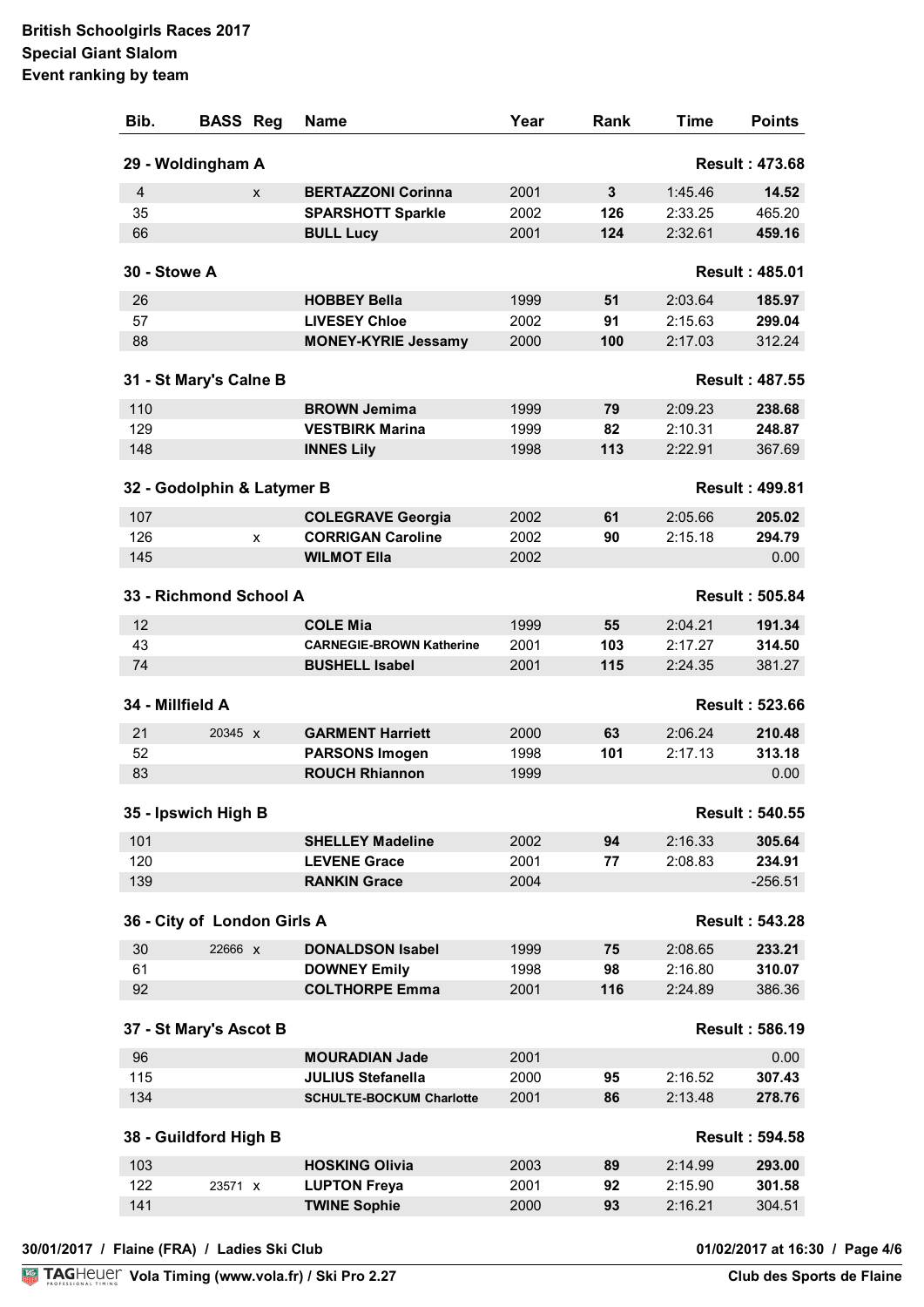**British Schoolgirls Races 2017**
**Special Giant Slalom**
**Event ranking by team**

| Bib. | BASS | Reg | Name | Year | Rank | Time | Points |
|---|---|---|---|---|---|---|---|
| **29 - Woldingham A** | | | | | | | **Result : 473.68** |
| 4 | | x | **BERTAZZONI Corinna** | 2001 | **3** | 1:45.46 | **14.52** |
| 35 | | | **SPARSHOTT Sparkle** | 2002 | **126** | 2:33.25 | 465.20 |
| 66 | | | **BULL Lucy** | 2001 | **124** | 2:32.61 | **459.16** |
| **30 - Stowe A** | | | | | | | **Result : 485.01** |
| 26 | | | **HOBBEY Bella** | 1999 | **51** | 2:03.64 | **185.97** |
| 57 | | | **LIVESEY Chloe** | 2002 | **91** | 2:15.63 | **299.04** |
| 88 | | | **MONEY-KYRIE Jessamy** | 2000 | **100** | 2:17.03 | 312.24 |
| **31 - St Mary's Calne B** | | | | | | | **Result : 487.55** |
| 110 | | | **BROWN Jemima** | 1999 | **79** | 2:09.23 | **238.68** |
| 129 | | | **VESTBIRK Marina** | 1999 | **82** | 2:10.31 | **248.87** |
| 148 | | | **INNES Lily** | 1998 | **113** | 2:22.91 | 367.69 |
| **32 - Godolphin & Latymer B** | | | | | | | **Result : 499.81** |
| 107 | | | **COLEGRAVE Georgia** | 2002 | **61** | 2:05.66 | **205.02** |
| 126 | | x | **CORRIGAN Caroline** | 2002 | **90** | 2:15.18 | **294.79** |
| 145 | | | **WILMOT Ella** | 2002 | | | 0.00 |
| **33 - Richmond School A** | | | | | | | **Result : 505.84** |
| 12 | | | **COLE Mia** | 1999 | **55** | 2:04.21 | **191.34** |
| 43 | | | **CARNEGIE-BROWN Katherine** | 2001 | **103** | 2:17.27 | **314.50** |
| 74 | | | **BUSHELL Isabel** | 2001 | **115** | 2:24.35 | 381.27 |
| **34 - Millfield A** | | | | | | | **Result : 523.66** |
| 21 | 20345 | x | **GARMENT Harriett** | 2000 | **63** | 2:06.24 | **210.48** |
| 52 | | | **PARSONS Imogen** | 1998 | **101** | 2:17.13 | **313.18** |
| 83 | | | **ROUCH Rhiannon** | 1999 | | | 0.00 |
| **35 - Ipswich High B** | | | | | | | **Result : 540.55** |
| 101 | | | **SHELLEY Madeline** | 2002 | **94** | 2:16.33 | **305.64** |
| 120 | | | **LEVENE Grace** | 2001 | **77** | 2:08.83 | **234.91** |
| 139 | | | **RANKIN Grace** | 2004 | | | -256.51 |
| **36 - City of London Girls A** | | | | | | | **Result : 543.28** |
| 30 | 22666 | x | **DONALDSON Isabel** | 1999 | **75** | 2:08.65 | **233.21** |
| 61 | | | **DOWNEY Emily** | 1998 | **98** | 2:16.80 | **310.07** |
| 92 | | | **COLTHORPE Emma** | 2001 | **116** | 2:24.89 | 386.36 |
| **37 - St Mary's Ascot B** | | | | | | | **Result : 586.19** |
| 96 | | | **MOURADIAN Jade** | 2001 | | | 0.00 |
| 115 | | | **JULIUS Stefanella** | 2000 | **95** | 2:16.52 | **307.43** |
| 134 | | | **SCHULTE-BOCKUM Charlotte** | 2001 | **86** | 2:13.48 | **278.76** |
| **38 - Guildford High B** | | | | | | | **Result : 594.58** |
| 103 | | | **HOSKING Olivia** | 2003 | **89** | 2:14.99 | **293.00** |
| 122 | 23571 | x | **LUPTON Freya** | 2001 | **92** | 2:15.90 | **301.58** |
| 141 | | | **TWINE Sophie** | 2000 | **93** | 2:16.21 | 304.51 |

30/01/2017 / Flaine (FRA) / Ladies Ski Club — 01/02/2017 at 16:30

Vola Timing (www.vola.fr) / Ski Pro 2.27 — Club des Sports de Flaine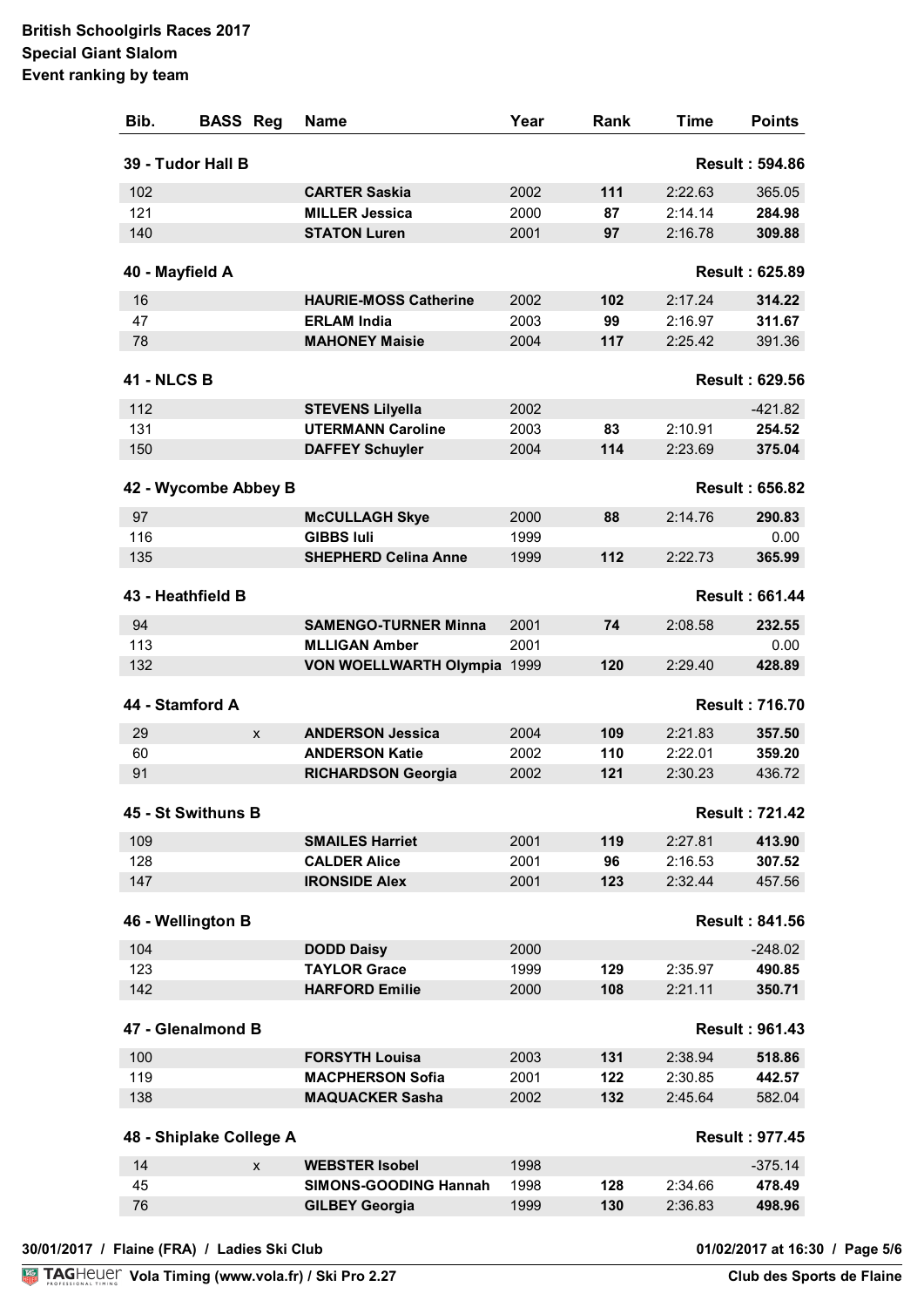**British Schoolgirls Races 2017**
**Special Giant Slalom**
**Event ranking by team**

| Bib. | BASS | Reg | Name | Year | Rank | Time | Points |
|---|---|---|---|---|---|---|---|
| **39 - Tudor Hall B** | | | | | | | **Result : 594.86** |
| 102 | | | **CARTER Saskia** | 2002 | **111** | 2:22.63 | 365.05 |
| 121 | | | **MILLER Jessica** | 2000 | **87** | 2:14.14 | **284.98** |
| 140 | | | **STATON Luren** | 2001 | **97** | 2:16.78 | **309.88** |
| **40 - Mayfield A** | | | | | | | **Result : 625.89** |
| 16 | | | **HAURIE-MOSS Catherine** | 2002 | **102** | 2:17.24 | **314.22** |
| 47 | | | **ERLAM India** | 2003 | **99** | 2:16.97 | **311.67** |
| 78 | | | **MAHONEY Maisie** | 2004 | **117** | 2:25.42 | 391.36 |
| **41 - NLCS B** | | | | | | | **Result : 629.56** |
| 112 | | | **STEVENS Lilyella** | 2002 | | | -421.82 |
| 131 | | | **UTERMANN Caroline** | 2003 | **83** | 2:10.91 | **254.52** |
| 150 | | | **DAFFEY Schuyler** | 2004 | **114** | 2:23.69 | **375.04** |
| **42 - Wycombe Abbey B** | | | | | | | **Result : 656.82** |
| 97 | | | **McCULLAGH Skye** | 2000 | **88** | 2:14.76 | **290.83** |
| 116 | | | **GIBBS Iuli** | 1999 | | | 0.00 |
| 135 | | | **SHEPHERD Celina Anne** | 1999 | **112** | 2:22.73 | **365.99** |
| **43 - Heathfield B** | | | | | | | **Result : 661.44** |
| 94 | | | **SAMENGO-TURNER Minna** | 2001 | **74** | 2:08.58 | **232.55** |
| 113 | | | **MLLIGAN Amber** | 2001 | | | 0.00 |
| 132 | | | **VON WOELLWARTH Olympia** | 1999 | **120** | 2:29.40 | **428.89** |
| **44 - Stamford A** | | | | | | | **Result : 716.70** |
| 29 | | x | **ANDERSON Jessica** | 2004 | **109** | 2:21.83 | **357.50** |
| 60 | | | **ANDERSON Katie** | 2002 | **110** | 2:22.01 | **359.20** |
| 91 | | | **RICHARDSON Georgia** | 2002 | **121** | 2:30.23 | 436.72 |
| **45 - St Swithuns B** | | | | | | | **Result : 721.42** |
| 109 | | | **SMAILES Harriet** | 2001 | **119** | 2:27.81 | **413.90** |
| 128 | | | **CALDER Alice** | 2001 | **96** | 2:16.53 | **307.52** |
| 147 | | | **IRONSIDE Alex** | 2001 | **123** | 2:32.44 | 457.56 |
| **46 - Wellington B** | | | | | | | **Result : 841.56** |
| 104 | | | **DODD Daisy** | 2000 | | | -248.02 |
| 123 | | | **TAYLOR Grace** | 1999 | **129** | 2:35.97 | **490.85** |
| 142 | | | **HARFORD Emilie** | 2000 | **108** | 2:21.11 | **350.71** |
| **47 - Glenalmond B** | | | | | | | **Result : 961.43** |
| 100 | | | **FORSYTH Louisa** | 2003 | **131** | 2:38.94 | **518.86** |
| 119 | | | **MACPHERSON Sofia** | 2001 | **122** | 2:30.85 | **442.57** |
| 138 | | | **MAQUACKER Sasha** | 2002 | **132** | 2:45.64 | 582.04 |
| **48 - Shiplake College A** | | | | | | | **Result : 977.45** |
| 14 | | x | **WEBSTER Isobel** | 1998 | | | -375.14 |
| 45 | | | **SIMONS-GOODING Hannah** | 1998 | **128** | 2:34.66 | **478.49** |
| 76 | | | **GILBEY Georgia** | 1999 | **130** | 2:36.83 | **498.96** |

30/01/2017 / Flaine (FRA) / Ladies Ski Club — 01/02/2017 at 16:30

Vola Timing (www.vola.fr) / Ski Pro 2.27 — Club des Sports de Flaine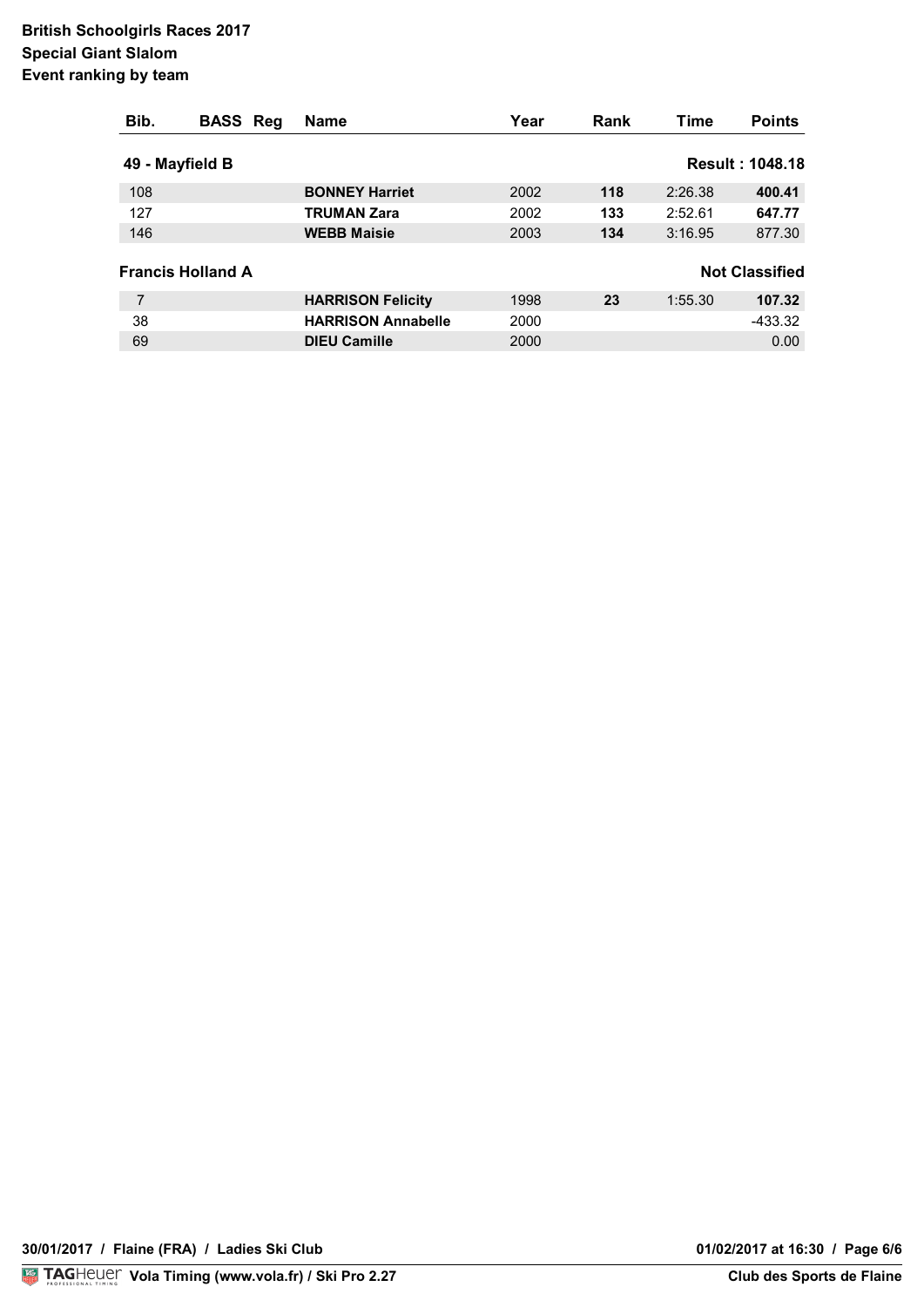**British Schoolgirls Races 2017**
**Special Giant Slalom**
**Event ranking by team**

| Bib. | BASS | Reg | Name | Year | Rank | Time | Points |
|---|---|---|---|---|---|---|---|
| **49 - Mayfield B** | | | | | | | **Result : 1048.18** |
| 108 | | | **BONNEY Harriet** | 2002 | **118** | 2:26.38 | **400.41** |
| 127 | | | **TRUMAN Zara** | 2002 | **133** | 2:52.61 | **647.77** |
| 146 | | | **WEBB Maisie** | 2003 | **134** | 3:16.95 | 877.30 |
| **Francis Holland A** | | | | | | | **Not Classified** |
| 7 | | | **HARRISON Felicity** | 1998 | **23** | 1:55.30 | **107.32** |
| 38 | | | **HARRISON Annabelle** | 2000 | | | -433.32 |
| 69 | | | **DIEU Camille** | 2000 | | | 0.00 |

**30/01/2017 / Flaine (FRA) / Ladies Ski Club** — **01/02/2017 at 16:30**

**Vola Timing (www.vola.fr) / Ski Pro 2.27** — **Club des Sports de Flaine**